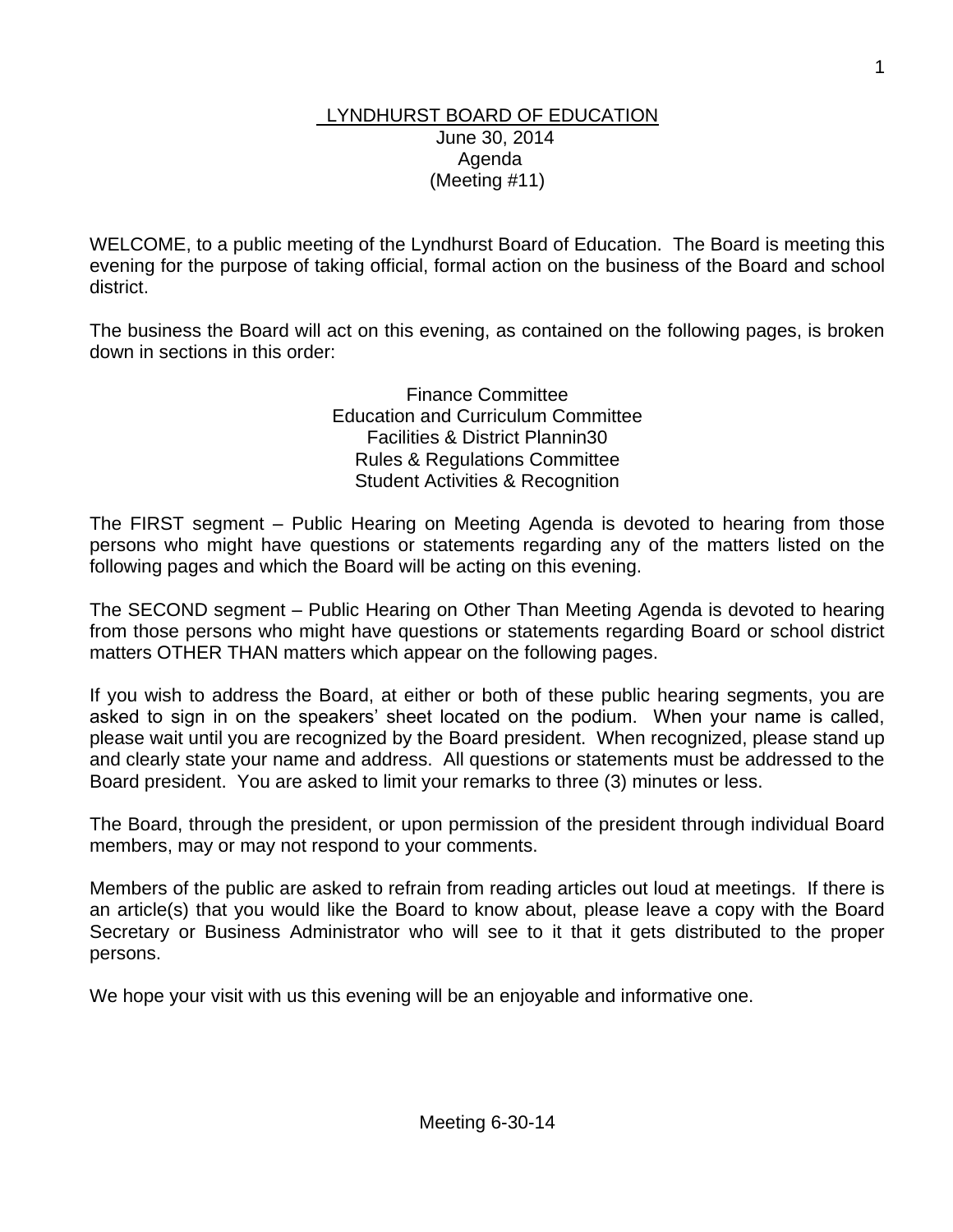# LYNDHURST BOARD OF EDUCATION

June 30, 2014
Agenda
(Meeting #11)

WELCOME, to a public meeting of the Lyndhurst Board of Education. The Board is meeting this evening for the purpose of taking official, formal action on the business of the Board and school district.

The business the Board will act on this evening, as contained on the following pages, is broken down in sections in this order:

Finance Committee
Education and Curriculum Committee
Facilities & District Plannin30
Rules & Regulations Committee
Student Activities & Recognition

The FIRST segment – Public Hearing on Meeting Agenda is devoted to hearing from those persons who might have questions or statements regarding any of the matters listed on the following pages and which the Board will be acting on this evening.

The SECOND segment – Public Hearing on Other Than Meeting Agenda is devoted to hearing from those persons who might have questions or statements regarding Board or school district matters OTHER THAN matters which appear on the following pages.

If you wish to address the Board, at either or both of these public hearing segments, you are asked to sign in on the speakers' sheet located on the podium. When your name is called, please wait until you are recognized by the Board president. When recognized, please stand up and clearly state your name and address. All questions or statements must be addressed to the Board president. You are asked to limit your remarks to three (3) minutes or less.

The Board, through the president, or upon permission of the president through individual Board members, may or may not respond to your comments.

Members of the public are asked to refrain from reading articles out loud at meetings. If there is an article(s) that you would like the Board to know about, please leave a copy with the Board Secretary or Business Administrator who will see to it that it gets distributed to the proper persons.

We hope your visit with us this evening will be an enjoyable and informative one.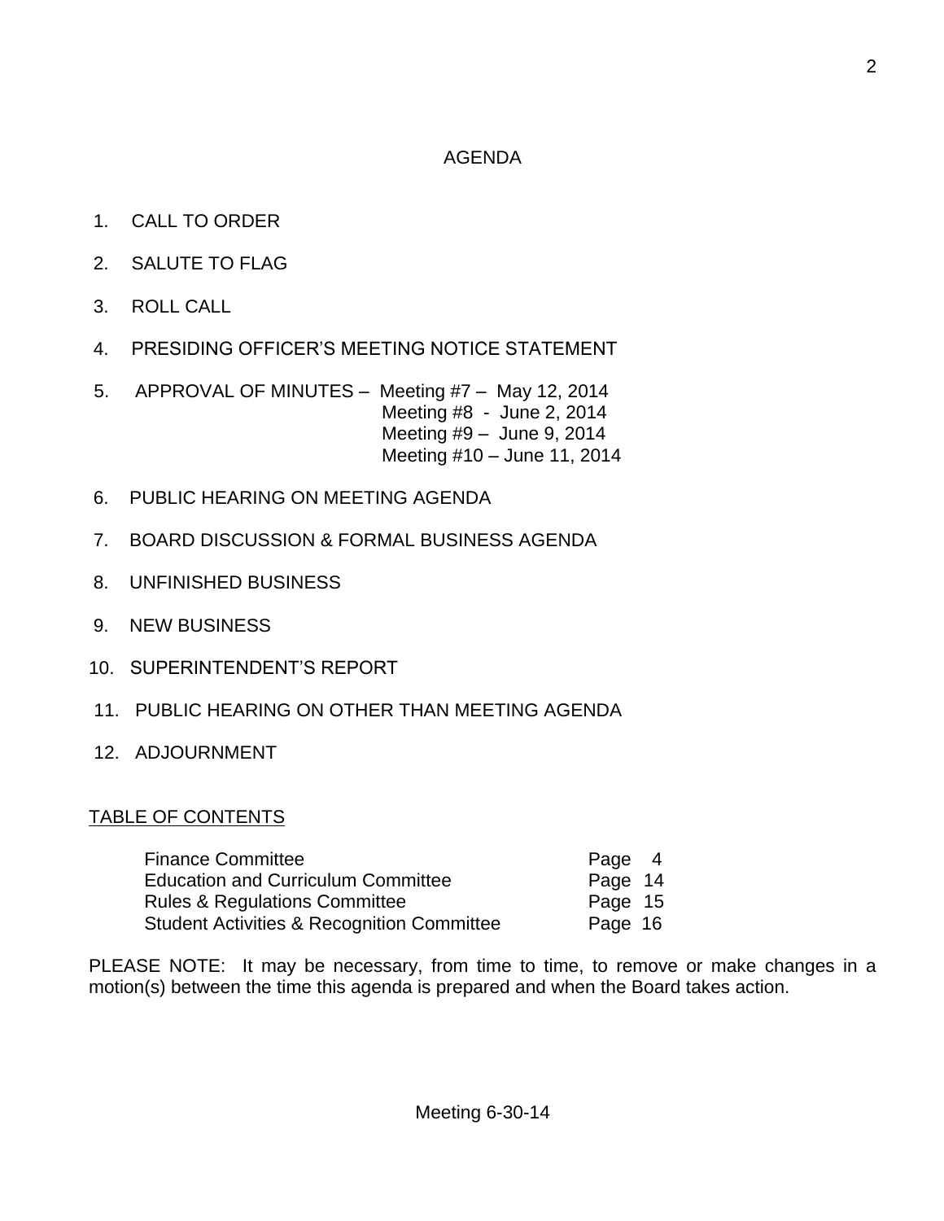# AGENDA

1. CALL TO ORDER
2. SALUTE TO FLAG
3. ROLL CALL
4. PRESIDING OFFICER'S MEETING NOTICE STATEMENT
5. APPROVAL OF MINUTES – Meeting #7 – May 12, 2014
   Meeting #8 - June 2, 2014
   Meeting #9 – June 9, 2014
   Meeting #10 – June 11, 2014
6. PUBLIC HEARING ON MEETING AGENDA
7. BOARD DISCUSSION & FORMAL BUSINESS AGENDA
8. UNFINISHED BUSINESS
9. NEW BUSINESS
10. SUPERINTENDENT'S REPORT
11. PUBLIC HEARING ON OTHER THAN MEETING AGENDA
12. ADJOURNMENT

## TABLE OF CONTENTS

| | |
|---|---|
| Finance Committee | Page 4 |
| Education and Curriculum Committee | Page 14 |
| Rules & Regulations Committee | Page 15 |
| Student Activities & Recognition Committee | Page 16 |

PLEASE NOTE: It may be necessary, from time to time, to remove or make changes in a motion(s) between the time this agenda is prepared and when the Board takes action.

Meeting 6-30-14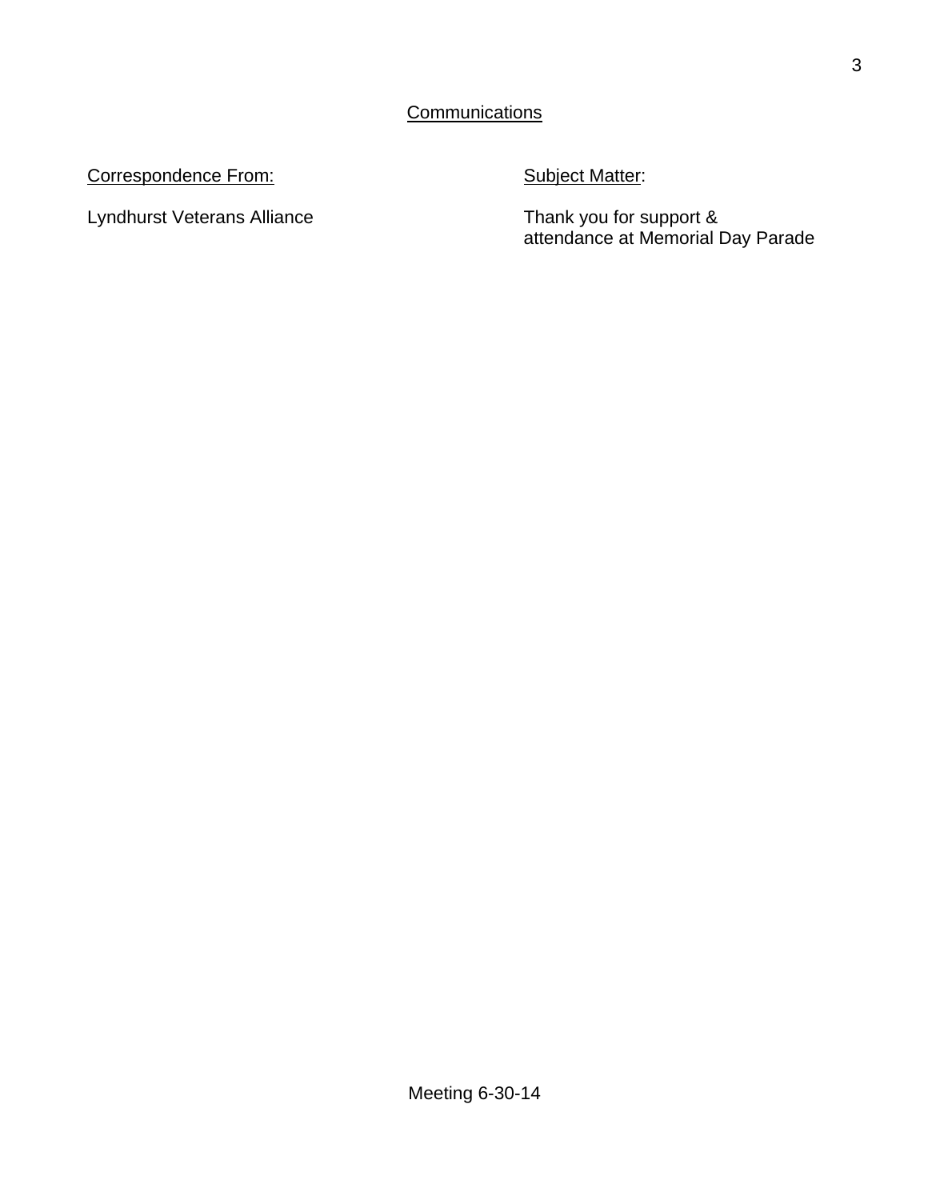## Communications

| Correspondence From: | Subject Matter: |
| --- | --- |
| Lyndhurst Veterans Alliance | Thank you for support & attendance at Memorial Day Parade |

Meeting 6-30-14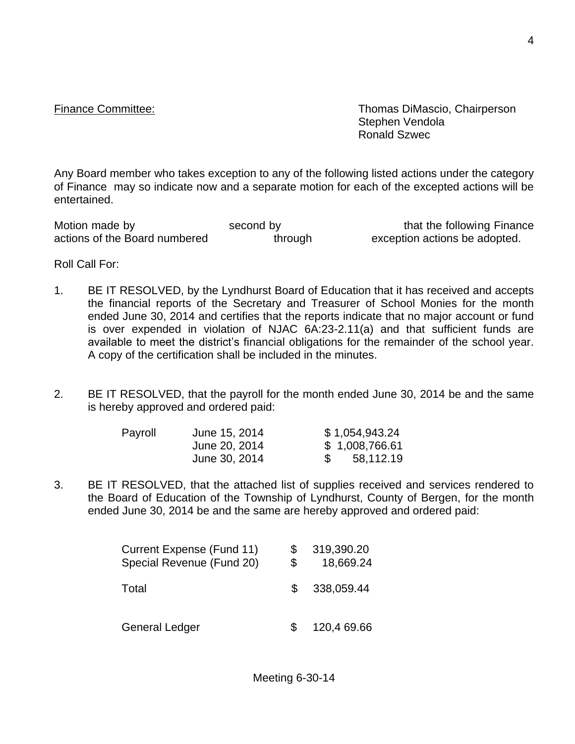Finance Committee: Thomas DiMascio, Chairperson
Stephen Vendola
Ronald Szwec

Any Board member who takes exception to any of the following listed actions under the category of Finance may so indicate now and a separate motion for each of the excepted actions will be entertained.

Motion made by second by that the following Finance actions of the Board numbered through exception actions be adopted.

Roll Call For:

1. BE IT RESOLVED, by the Lyndhurst Board of Education that it has received and accepts the financial reports of the Secretary and Treasurer of School Monies for the month ended June 30, 2014 and certifies that the reports indicate that no major account or fund is over expended in violation of NJAC 6A:23-2.11(a) and that sufficient funds are available to meet the district's financial obligations for the remainder of the school year. A copy of the certification shall be included in the minutes.

2. BE IT RESOLVED, that the payroll for the month ended June 30, 2014 be and the same is hereby approved and ordered paid:

| Payroll | June 15, 2014 | $ 1,054,943.24 |
|---|---|---|
| | June 20, 2014 | $ 1,008,766.61 |
| | June 30, 2014 | $ 58,112.19 |

3. BE IT RESOLVED, that the attached list of supplies received and services rendered to the Board of Education of the Township of Lyndhurst, County of Bergen, for the month ended June 30, 2014 be and the same are hereby approved and ordered paid:

| | | |
|---|---|---|
| Current Expense (Fund 11) | $ | 319,390.20 |
| Special Revenue (Fund 20) | $ | 18,669.24 |
| Total | $ | 338,059.44 |
| General Ledger | $ | 120,4 69.66 |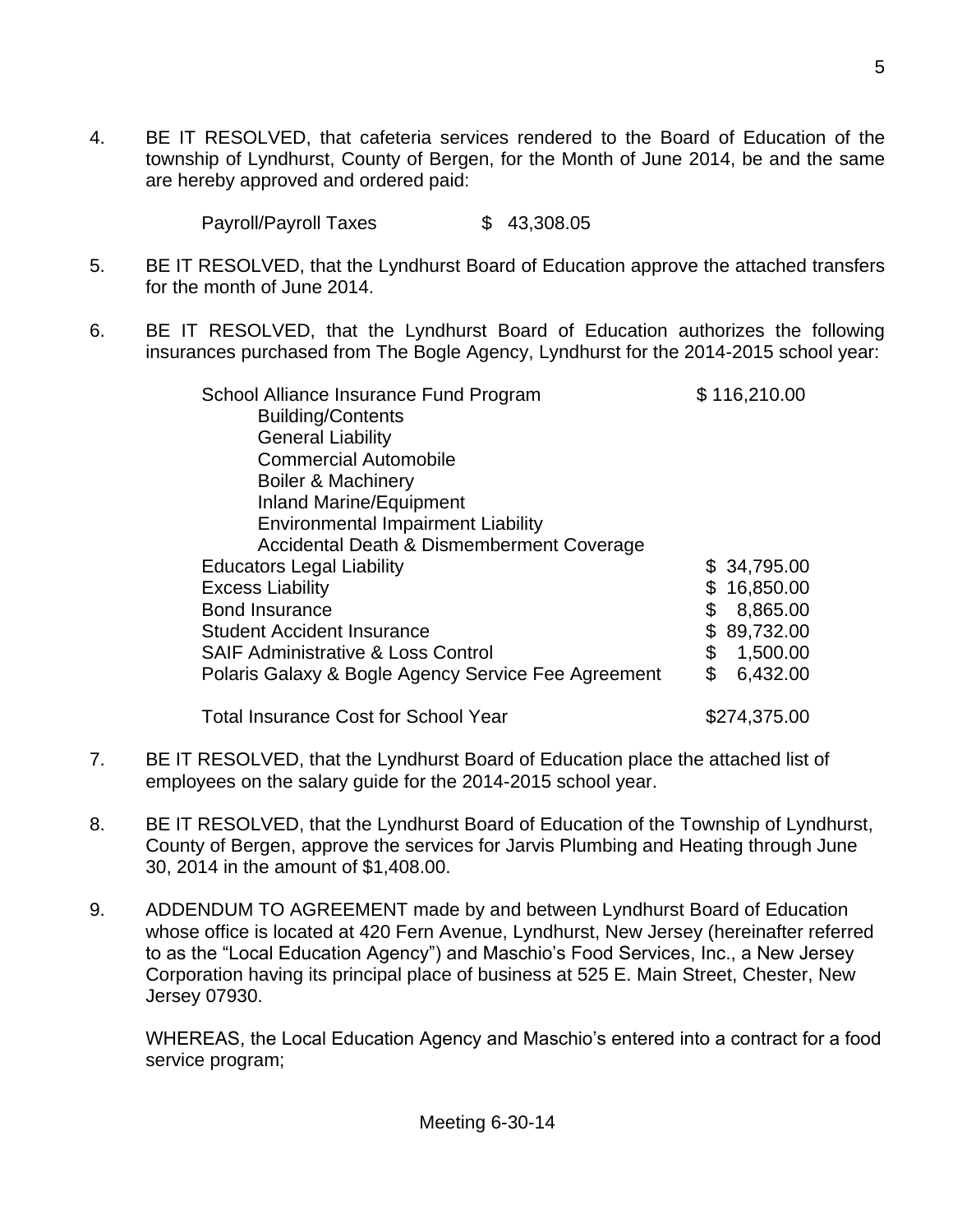4. BE IT RESOLVED, that cafeteria services rendered to the Board of Education of the township of Lyndhurst, County of Bergen, for the Month of June 2014, be and the same are hereby approved and ordered paid:

   Payroll/Payroll Taxes $ 43,308.05

5. BE IT RESOLVED, that the Lyndhurst Board of Education approve the attached transfers for the month of June 2014.

6. BE IT RESOLVED, that the Lyndhurst Board of Education authorizes the following insurances purchased from The Bogle Agency, Lyndhurst for the 2014-2015 school year:

| | |
|---|---|
| School Alliance Insurance Fund Program | $ 116,210.00 |
| Building/Contents | |
| General Liability | |
| Commercial Automobile | |
| Boiler & Machinery | |
| Inland Marine/Equipment | |
| Environmental Impairment Liability | |
| Accidental Death & Dismemberment Coverage | |
| Educators Legal Liability | $ 34,795.00 |
| Excess Liability | $ 16,850.00 |
| Bond Insurance | $ 8,865.00 |
| Student Accident Insurance | $ 89,732.00 |
| SAIF Administrative & Loss Control | $ 1,500.00 |
| Polaris Galaxy & Bogle Agency Service Fee Agreement | $ 6,432.00 |
| Total Insurance Cost for School Year | $274,375.00 |

7. BE IT RESOLVED, that the Lyndhurst Board of Education place the attached list of employees on the salary guide for the 2014-2015 school year.

8. BE IT RESOLVED, that the Lyndhurst Board of Education of the Township of Lyndhurst, County of Bergen, approve the services for Jarvis Plumbing and Heating through June 30, 2014 in the amount of $1,408.00.

9. ADDENDUM TO AGREEMENT made by and between Lyndhurst Board of Education whose office is located at 420 Fern Avenue, Lyndhurst, New Jersey (hereinafter referred to as the "Local Education Agency") and Maschio's Food Services, Inc., a New Jersey Corporation having its principal place of business at 525 E. Main Street, Chester, New Jersey 07930.

   WHEREAS, the Local Education Agency and Maschio's entered into a contract for a food service program;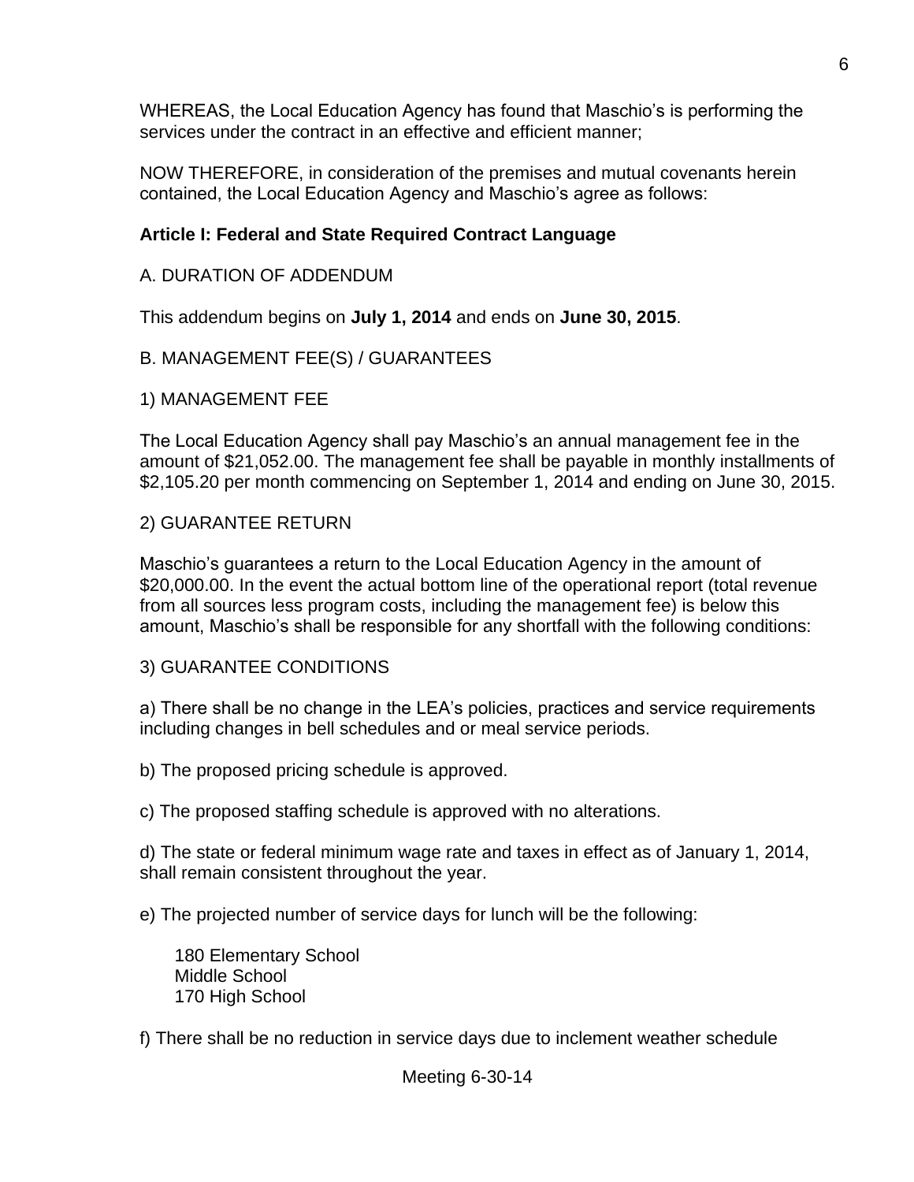WHEREAS, the Local Education Agency has found that Maschio's is performing the services under the contract in an effective and efficient manner;

NOW THEREFORE, in consideration of the premises and mutual covenants herein contained, the Local Education Agency and Maschio's agree as follows:

**Article I: Federal and State Required Contract Language**

A. DURATION OF ADDENDUM

This addendum begins on **July 1, 2014** and ends on **June 30, 2015**.

B. MANAGEMENT FEE(S) / GUARANTEES

1) MANAGEMENT FEE

The Local Education Agency shall pay Maschio's an annual management fee in the amount of $21,052.00. The management fee shall be payable in monthly installments of $2,105.20 per month commencing on September 1, 2014 and ending on June 30, 2015.

2) GUARANTEE RETURN

Maschio's guarantees a return to the Local Education Agency in the amount of $20,000.00. In the event the actual bottom line of the operational report (total revenue from all sources less program costs, including the management fee) is below this amount, Maschio's shall be responsible for any shortfall with the following conditions:

3) GUARANTEE CONDITIONS

a) There shall be no change in the LEA's policies, practices and service requirements including changes in bell schedules and or meal service periods.

b) The proposed pricing schedule is approved.

c) The proposed staffing schedule is approved with no alterations.

d) The state or federal minimum wage rate and taxes in effect as of January 1, 2014, shall remain consistent throughout the year.

e) The projected number of service days for lunch will be the following:

180 Elementary School
Middle School
170 High School

f) There shall be no reduction in service days due to inclement weather schedule

Meeting 6-30-14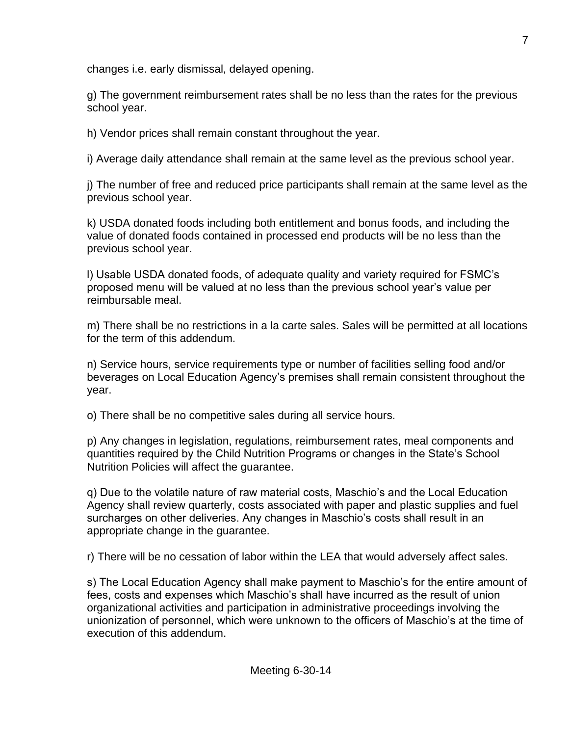changes i.e. early dismissal, delayed opening.

g) The government reimbursement rates shall be no less than the rates for the previous school year.

h) Vendor prices shall remain constant throughout the year.

i) Average daily attendance shall remain at the same level as the previous school year.

j) The number of free and reduced price participants shall remain at the same level as the previous school year.

k) USDA donated foods including both entitlement and bonus foods, and including the value of donated foods contained in processed end products will be no less than the previous school year.

l) Usable USDA donated foods, of adequate quality and variety required for FSMC's proposed menu will be valued at no less than the previous school year's value per reimbursable meal.

m) There shall be no restrictions in a la carte sales. Sales will be permitted at all locations for the term of this addendum.

n) Service hours, service requirements type or number of facilities selling food and/or beverages on Local Education Agency's premises shall remain consistent throughout the year.

o) There shall be no competitive sales during all service hours.

p) Any changes in legislation, regulations, reimbursement rates, meal components and quantities required by the Child Nutrition Programs or changes in the State's School Nutrition Policies will affect the guarantee.

q) Due to the volatile nature of raw material costs, Maschio's and the Local Education Agency shall review quarterly, costs associated with paper and plastic supplies and fuel surcharges on other deliveries. Any changes in Maschio's costs shall result in an appropriate change in the guarantee.

r) There will be no cessation of labor within the LEA that would adversely affect sales.

s) The Local Education Agency shall make payment to Maschio's for the entire amount of fees, costs and expenses which Maschio's shall have incurred as the result of union organizational activities and participation in administrative proceedings involving the unionization of personnel, which were unknown to the officers of Maschio's at the time of execution of this addendum.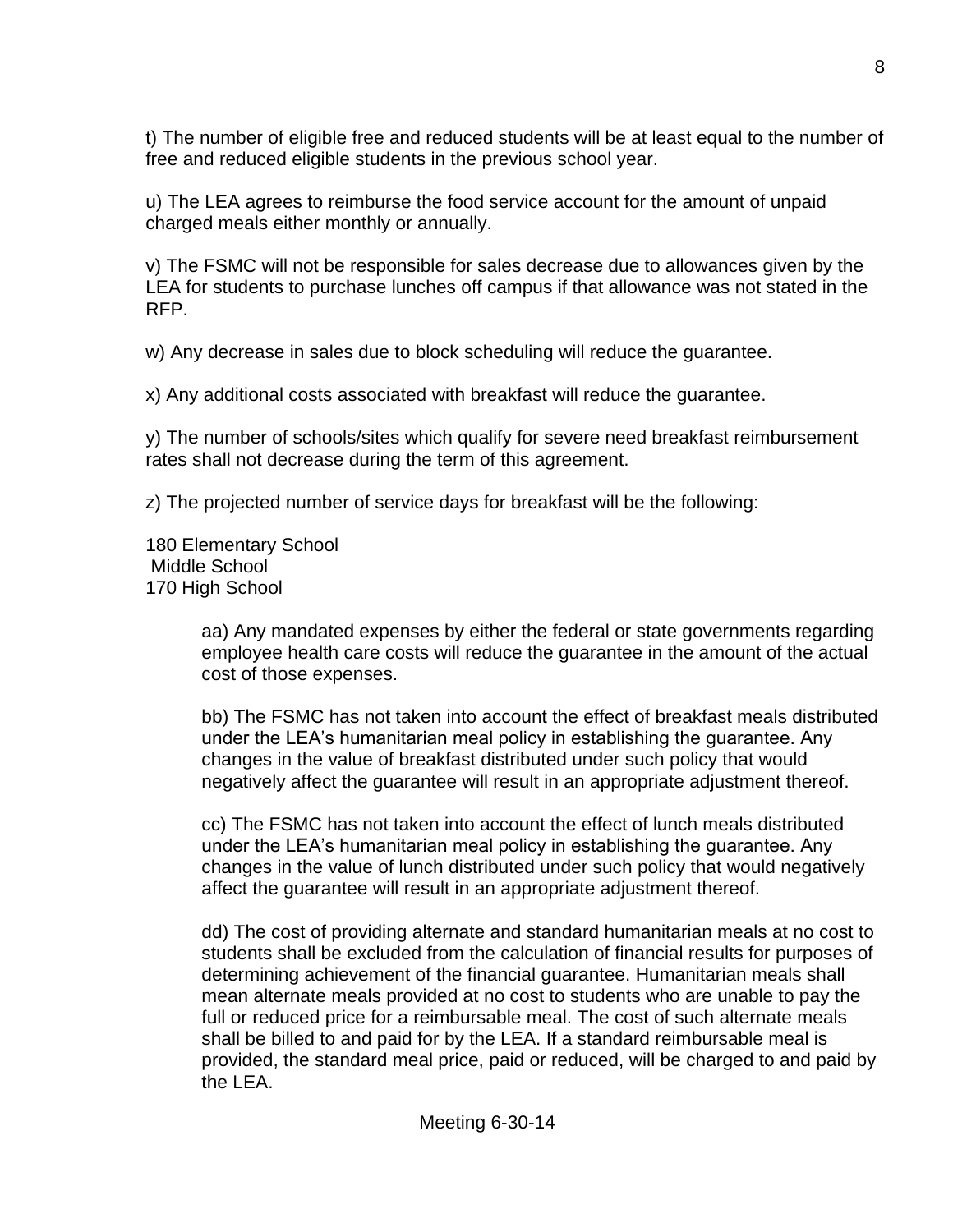t) The number of eligible free and reduced students will be at least equal to the number of free and reduced eligible students in the previous school year.

u) The LEA agrees to reimburse the food service account for the amount of unpaid charged meals either monthly or annually.

v) The FSMC will not be responsible for sales decrease due to allowances given by the LEA for students to purchase lunches off campus if that allowance was not stated in the RFP.

w) Any decrease in sales due to block scheduling will reduce the guarantee.

x) Any additional costs associated with breakfast will reduce the guarantee.

y) The number of schools/sites which qualify for severe need breakfast reimbursement rates shall not decrease during the term of this agreement.

z) The projected number of service days for breakfast will be the following:

180 Elementary School
 Middle School
170 High School

> aa) Any mandated expenses by either the federal or state governments regarding employee health care costs will reduce the guarantee in the amount of the actual cost of those expenses.
>
> bb) The FSMC has not taken into account the effect of breakfast meals distributed under the LEA's humanitarian meal policy in establishing the guarantee. Any changes in the value of breakfast distributed under such policy that would negatively affect the guarantee will result in an appropriate adjustment thereof.
>
> cc) The FSMC has not taken into account the effect of lunch meals distributed under the LEA's humanitarian meal policy in establishing the guarantee. Any changes in the value of lunch distributed under such policy that would negatively affect the guarantee will result in an appropriate adjustment thereof.
>
> dd) The cost of providing alternate and standard humanitarian meals at no cost to students shall be excluded from the calculation of financial results for purposes of determining achievement of the financial guarantee. Humanitarian meals shall mean alternate meals provided at no cost to students who are unable to pay the full or reduced price for a reimbursable meal. The cost of such alternate meals shall be billed to and paid for by the LEA. If a standard reimbursable meal is provided, the standard meal price, paid or reduced, will be charged to and paid by the LEA.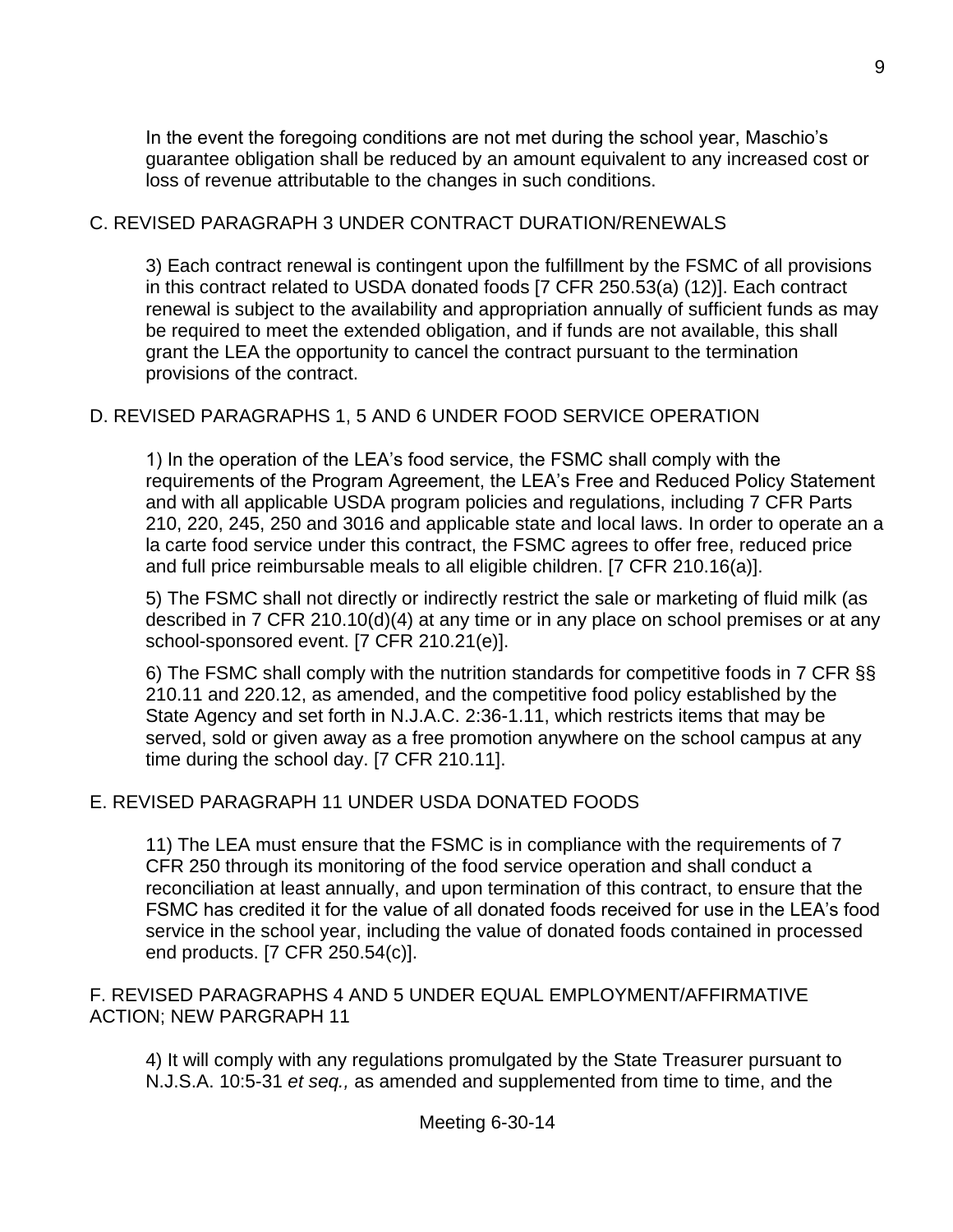In the event the foregoing conditions are not met during the school year, Maschio's guarantee obligation shall be reduced by an amount equivalent to any increased cost or loss of revenue attributable to the changes in such conditions.

C. REVISED PARAGRAPH 3 UNDER CONTRACT DURATION/RENEWALS

3) Each contract renewal is contingent upon the fulfillment by the FSMC of all provisions in this contract related to USDA donated foods [7 CFR 250.53(a) (12)]. Each contract renewal is subject to the availability and appropriation annually of sufficient funds as may be required to meet the extended obligation, and if funds are not available, this shall grant the LEA the opportunity to cancel the contract pursuant to the termination provisions of the contract.

D. REVISED PARAGRAPHS 1, 5 AND 6 UNDER FOOD SERVICE OPERATION

1) In the operation of the LEA's food service, the FSMC shall comply with the requirements of the Program Agreement, the LEA's Free and Reduced Policy Statement and with all applicable USDA program policies and regulations, including 7 CFR Parts 210, 220, 245, 250 and 3016 and applicable state and local laws. In order to operate an a la carte food service under this contract, the FSMC agrees to offer free, reduced price and full price reimbursable meals to all eligible children. [7 CFR 210.16(a)].

5) The FSMC shall not directly or indirectly restrict the sale or marketing of fluid milk (as described in 7 CFR 210.10(d)(4) at any time or in any place on school premises or at any school-sponsored event. [7 CFR 210.21(e)].

6) The FSMC shall comply with the nutrition standards for competitive foods in 7 CFR §§ 210.11 and 220.12, as amended, and the competitive food policy established by the State Agency and set forth in N.J.A.C. 2:36-1.11, which restricts items that may be served, sold or given away as a free promotion anywhere on the school campus at any time during the school day. [7 CFR 210.11].

E. REVISED PARAGRAPH 11 UNDER USDA DONATED FOODS

11) The LEA must ensure that the FSMC is in compliance with the requirements of 7 CFR 250 through its monitoring of the food service operation and shall conduct a reconciliation at least annually, and upon termination of this contract, to ensure that the FSMC has credited it for the value of all donated foods received for use in the LEA's food service in the school year, including the value of donated foods contained in processed end products. [7 CFR 250.54(c)].

F. REVISED PARAGRAPHS 4 AND 5 UNDER EQUAL EMPLOYMENT/AFFIRMATIVE ACTION; NEW PARGRAPH 11

4) It will comply with any regulations promulgated by the State Treasurer pursuant to N.J.S.A. 10:5-31 *et seq.,* as amended and supplemented from time to time, and the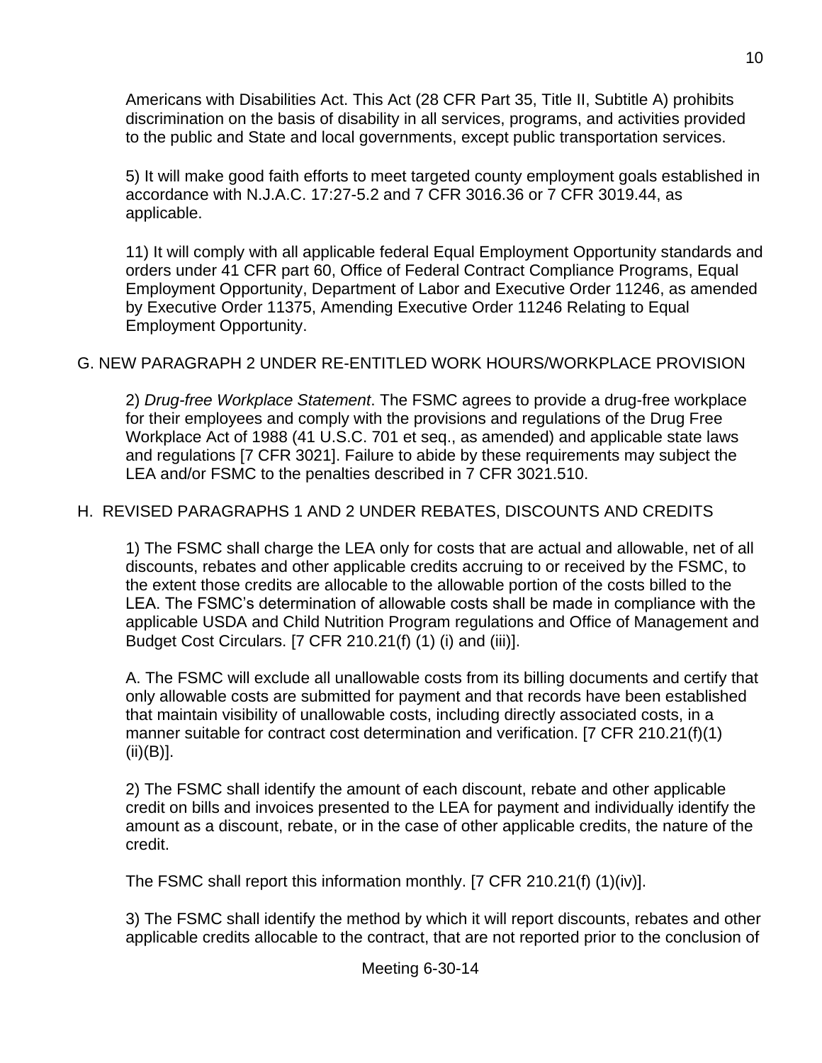Americans with Disabilities Act. This Act (28 CFR Part 35, Title II, Subtitle A) prohibits discrimination on the basis of disability in all services, programs, and activities provided to the public and State and local governments, except public transportation services.

5) It will make good faith efforts to meet targeted county employment goals established in accordance with N.J.A.C. 17:27-5.2 and 7 CFR 3016.36 or 7 CFR 3019.44, as applicable.

11) It will comply with all applicable federal Equal Employment Opportunity standards and orders under 41 CFR part 60, Office of Federal Contract Compliance Programs, Equal Employment Opportunity, Department of Labor and Executive Order 11246, as amended by Executive Order 11375, Amending Executive Order 11246 Relating to Equal Employment Opportunity.

G. NEW PARAGRAPH 2 UNDER RE-ENTITLED WORK HOURS/WORKPLACE PROVISION

2) *Drug-free Workplace Statement*. The FSMC agrees to provide a drug-free workplace for their employees and comply with the provisions and regulations of the Drug Free Workplace Act of 1988 (41 U.S.C. 701 et seq., as amended) and applicable state laws and regulations [7 CFR 3021]. Failure to abide by these requirements may subject the LEA and/or FSMC to the penalties described in 7 CFR 3021.510.

H. REVISED PARAGRAPHS 1 AND 2 UNDER REBATES, DISCOUNTS AND CREDITS

1) The FSMC shall charge the LEA only for costs that are actual and allowable, net of all discounts, rebates and other applicable credits accruing to or received by the FSMC, to the extent those credits are allocable to the allowable portion of the costs billed to the LEA. The FSMC's determination of allowable costs shall be made in compliance with the applicable USDA and Child Nutrition Program regulations and Office of Management and Budget Cost Circulars. [7 CFR 210.21(f) (1) (i) and (iii)].

A. The FSMC will exclude all unallowable costs from its billing documents and certify that only allowable costs are submitted for payment and that records have been established that maintain visibility of unallowable costs, including directly associated costs, in a manner suitable for contract cost determination and verification. [7 CFR 210.21(f)(1)(ii)(B)].

2) The FSMC shall identify the amount of each discount, rebate and other applicable credit on bills and invoices presented to the LEA for payment and individually identify the amount as a discount, rebate, or in the case of other applicable credits, the nature of the credit.

The FSMC shall report this information monthly. [7 CFR 210.21(f) (1)(iv)].

3) The FSMC shall identify the method by which it will report discounts, rebates and other applicable credits allocable to the contract, that are not reported prior to the conclusion of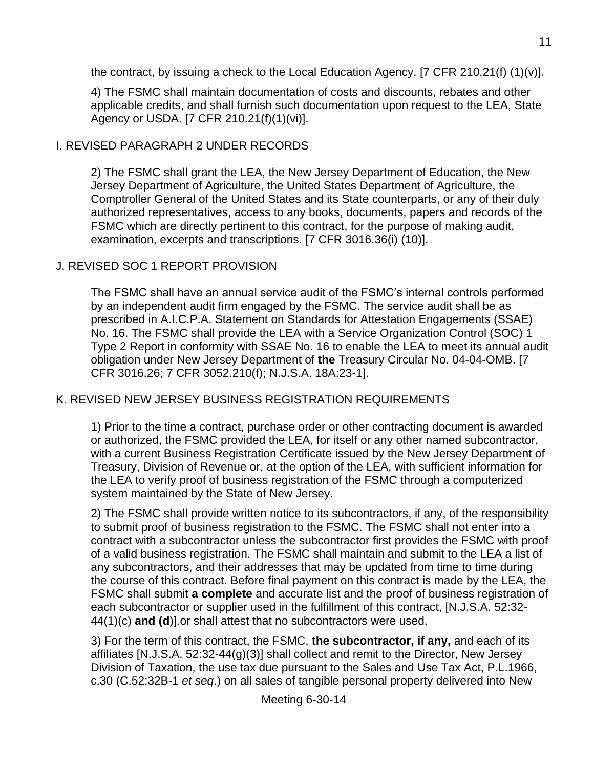the contract, by issuing a check to the Local Education Agency. [7 CFR 210.21(f) (1)(v)].

4) The FSMC shall maintain documentation of costs and discounts, rebates and other applicable credits, and shall furnish such documentation upon request to the LEA, State Agency or USDA. [7 CFR 210.21(f)(1)(vi)].

## I. REVISED PARAGRAPH 2 UNDER RECORDS

2) The FSMC shall grant the LEA, the New Jersey Department of Education, the New Jersey Department of Agriculture, the United States Department of Agriculture, the Comptroller General of the United States and its State counterparts, or any of their duly authorized representatives, access to any books, documents, papers and records of the FSMC which are directly pertinent to this contract, for the purpose of making audit, examination, excerpts and transcriptions. [7 CFR 3016.36(i) (10)].

## J. REVISED SOC 1 REPORT PROVISION

The FSMC shall have an annual service audit of the FSMC's internal controls performed by an independent audit firm engaged by the FSMC. The service audit shall be as prescribed in A.I.C.P.A. Statement on Standards for Attestation Engagements (SSAE) No. 16. The FSMC shall provide the LEA with a Service Organization Control (SOC) 1 Type 2 Report in conformity with SSAE No. 16 to enable the LEA to meet its annual audit obligation under New Jersey Department of **the** Treasury Circular No. 04-04-OMB. [7 CFR 3016.26; 7 CFR 3052.210(f); N.J.S.A. 18A:23-1].

## K. REVISED NEW JERSEY BUSINESS REGISTRATION REQUIREMENTS

1) Prior to the time a contract, purchase order or other contracting document is awarded or authorized, the FSMC provided the LEA, for itself or any other named subcontractor, with a current Business Registration Certificate issued by the New Jersey Department of Treasury, Division of Revenue or, at the option of the LEA, with sufficient information for the LEA to verify proof of business registration of the FSMC through a computerized system maintained by the State of New Jersey.

2) The FSMC shall provide written notice to its subcontractors, if any, of the responsibility to submit proof of business registration to the FSMC. The FSMC shall not enter into a contract with a subcontractor unless the subcontractor first provides the FSMC with proof of a valid business registration. The FSMC shall maintain and submit to the LEA a list of any subcontractors, and their addresses that may be updated from time to time during the course of this contract. Before final payment on this contract is made by the LEA, the FSMC shall submit **a complete** and accurate list and the proof of business registration of each subcontractor or supplier used in the fulfillment of this contract, [N.J.S.A. 52:32-44(1)(c) **and (d**)].or shall attest that no subcontractors were used.

3) For the term of this contract, the FSMC, **the subcontractor, if any,** and each of its affiliates [N.J.S.A. 52:32-44(g)(3)] shall collect and remit to the Director, New Jersey Division of Taxation, the use tax due pursuant to the Sales and Use Tax Act, P.L.1966, c.30 (C.52:32B-1 *et seq*.) on all sales of tangible personal property delivered into New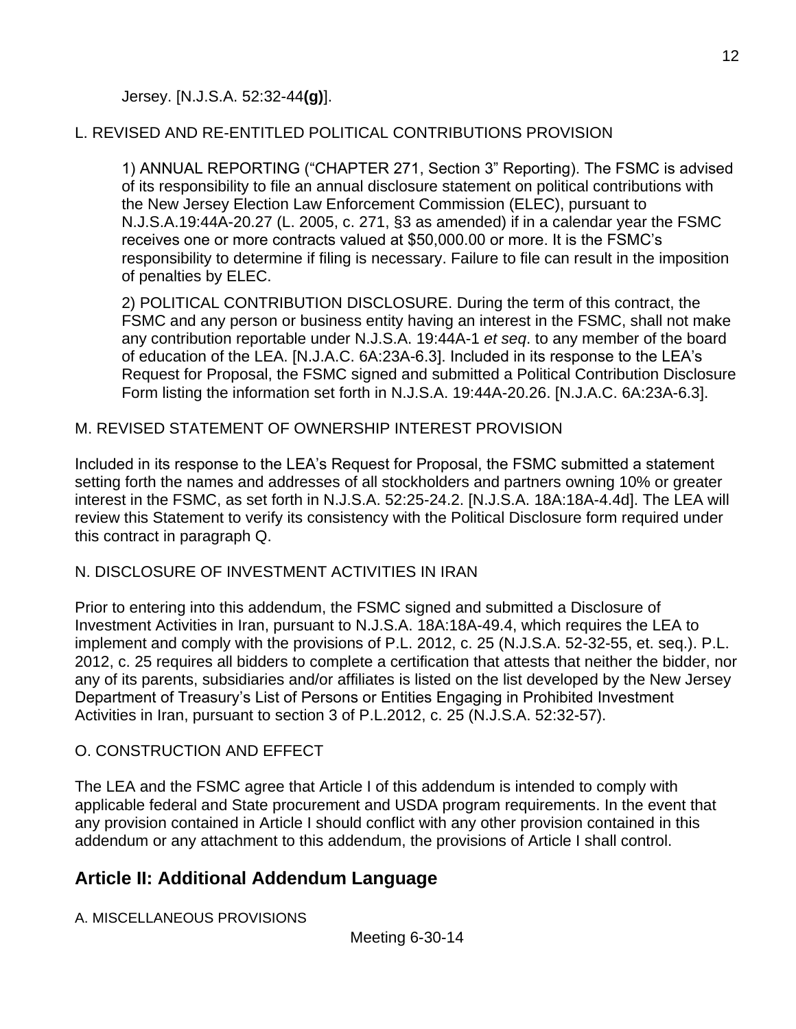Jersey. [N.J.S.A. 52:32-44**(g)**].

L. REVISED AND RE-ENTITLED POLITICAL CONTRIBUTIONS PROVISION

1) ANNUAL REPORTING ("CHAPTER 271, Section 3" Reporting). The FSMC is advised of its responsibility to file an annual disclosure statement on political contributions with the New Jersey Election Law Enforcement Commission (ELEC), pursuant to N.J.S.A.19:44A-20.27 (L. 2005, c. 271, §3 as amended) if in a calendar year the FSMC receives one or more contracts valued at $50,000.00 or more. It is the FSMC's responsibility to determine if filing is necessary. Failure to file can result in the imposition of penalties by ELEC.

2) POLITICAL CONTRIBUTION DISCLOSURE. During the term of this contract, the FSMC and any person or business entity having an interest in the FSMC, shall not make any contribution reportable under N.J.S.A. 19:44A-1 *et seq*. to any member of the board of education of the LEA. [N.J.A.C. 6A:23A-6.3]. Included in its response to the LEA's Request for Proposal, the FSMC signed and submitted a Political Contribution Disclosure Form listing the information set forth in N.J.S.A. 19:44A-20.26. [N.J.A.C. 6A:23A-6.3].

M. REVISED STATEMENT OF OWNERSHIP INTEREST PROVISION

Included in its response to the LEA's Request for Proposal, the FSMC submitted a statement setting forth the names and addresses of all stockholders and partners owning 10% or greater interest in the FSMC, as set forth in N.J.S.A. 52:25-24.2. [N.J.S.A. 18A:18A-4.4d]. The LEA will review this Statement to verify its consistency with the Political Disclosure form required under this contract in paragraph Q.

N. DISCLOSURE OF INVESTMENT ACTIVITIES IN IRAN

Prior to entering into this addendum, the FSMC signed and submitted a Disclosure of Investment Activities in Iran, pursuant to N.J.S.A. 18A:18A-49.4, which requires the LEA to implement and comply with the provisions of P.L. 2012, c. 25 (N.J.S.A. 52-32-55, et. seq.). P.L. 2012, c. 25 requires all bidders to complete a certification that attests that neither the bidder, nor any of its parents, subsidiaries and/or affiliates is listed on the list developed by the New Jersey Department of Treasury's List of Persons or Entities Engaging in Prohibited Investment Activities in Iran, pursuant to section 3 of P.L.2012, c. 25 (N.J.S.A. 52:32-57).

O. CONSTRUCTION AND EFFECT

The LEA and the FSMC agree that Article I of this addendum is intended to comply with applicable federal and State procurement and USDA program requirements. In the event that any provision contained in Article I should conflict with any other provision contained in this addendum or any attachment to this addendum, the provisions of Article I shall control.

## Article II: Additional Addendum Language

A. MISCELLANEOUS PROVISIONS

Meeting 6-30-14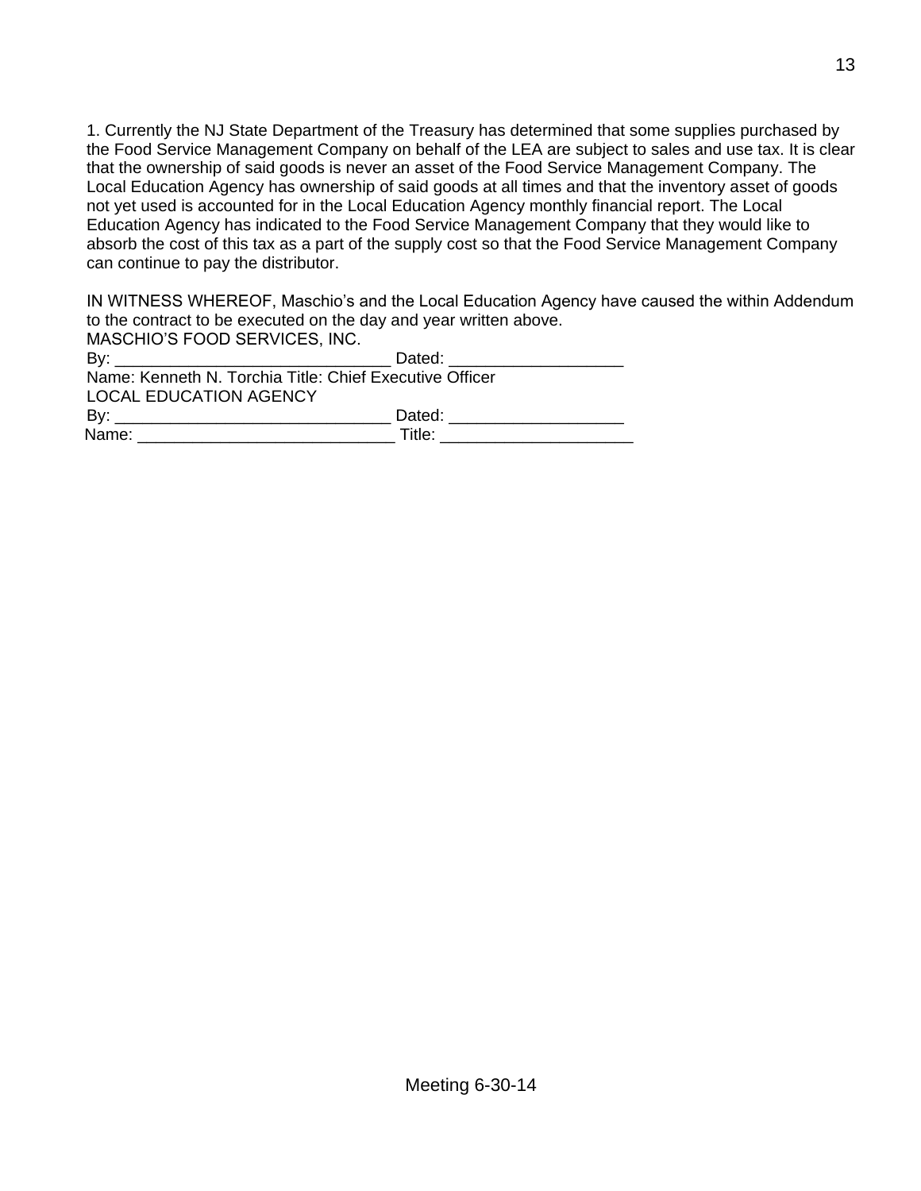1. Currently the NJ State Department of the Treasury has determined that some supplies purchased by the Food Service Management Company on behalf of the LEA are subject to sales and use tax. It is clear that the ownership of said goods is never an asset of the Food Service Management Company. The Local Education Agency has ownership of said goods at all times and that the inventory asset of goods not yet used is accounted for in the Local Education Agency monthly financial report. The Local Education Agency has indicated to the Food Service Management Company that they would like to absorb the cost of this tax as a part of the supply cost so that the Food Service Management Company can continue to pay the distributor.

IN WITNESS WHEREOF, Maschio's and the Local Education Agency have caused the within Addendum to the contract to be executed on the day and year written above.

MASCHIO'S FOOD SERVICES, INC.

By: ______________________________ Dated: ___________________

Name: Kenneth N. Torchia Title: Chief Executive Officer

LOCAL EDUCATION AGENCY

By: ______________________________ Dated: ___________________

Name: ____________________________ Title: _____________________

Meeting 6-30-14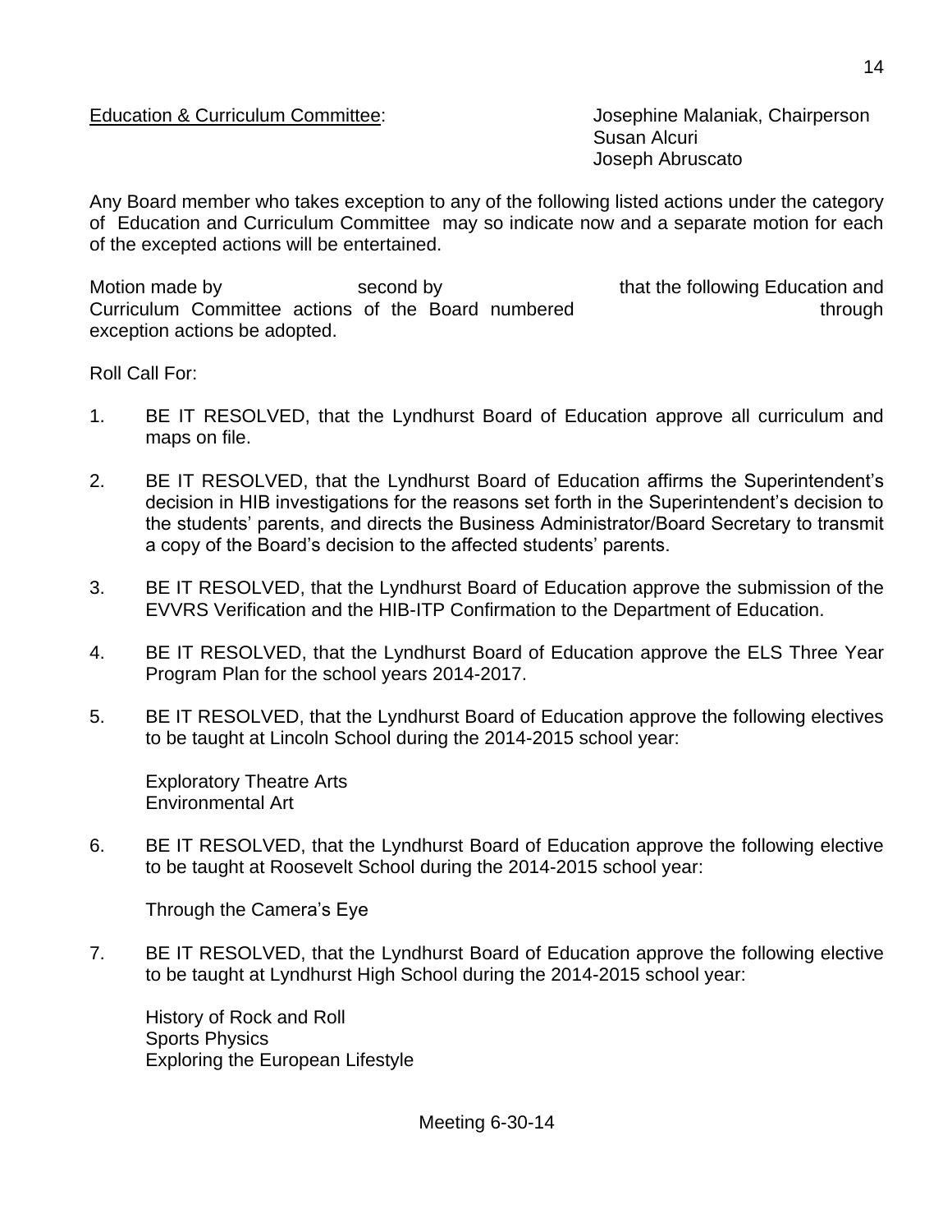Education & Curriculum Committee: Josephine Malaniak, Chairperson
Susan Alcuri
Joseph Abruscato

Any Board member who takes exception to any of the following listed actions under the category of Education and Curriculum Committee may so indicate now and a separate motion for each of the excepted actions will be entertained.

Motion made by second by that the following Education and Curriculum Committee actions of the Board numbered through exception actions be adopted.

Roll Call For:

1. BE IT RESOLVED, that the Lyndhurst Board of Education approve all curriculum and maps on file.

2. BE IT RESOLVED, that the Lyndhurst Board of Education affirms the Superintendent's decision in HIB investigations for the reasons set forth in the Superintendent's decision to the students' parents, and directs the Business Administrator/Board Secretary to transmit a copy of the Board's decision to the affected students' parents.

3. BE IT RESOLVED, that the Lyndhurst Board of Education approve the submission of the EVVRS Verification and the HIB-ITP Confirmation to the Department of Education.

4. BE IT RESOLVED, that the Lyndhurst Board of Education approve the ELS Three Year Program Plan for the school years 2014-2017.

5. BE IT RESOLVED, that the Lyndhurst Board of Education approve the following electives to be taught at Lincoln School during the 2014-2015 school year:

   Exploratory Theatre Arts
   Environmental Art

6. BE IT RESOLVED, that the Lyndhurst Board of Education approve the following elective to be taught at Roosevelt School during the 2014-2015 school year:

   Through the Camera's Eye

7. BE IT RESOLVED, that the Lyndhurst Board of Education approve the following elective to be taught at Lyndhurst High School during the 2014-2015 school year:

   History of Rock and Roll
   Sports Physics
   Exploring the European Lifestyle

Meeting 6-30-14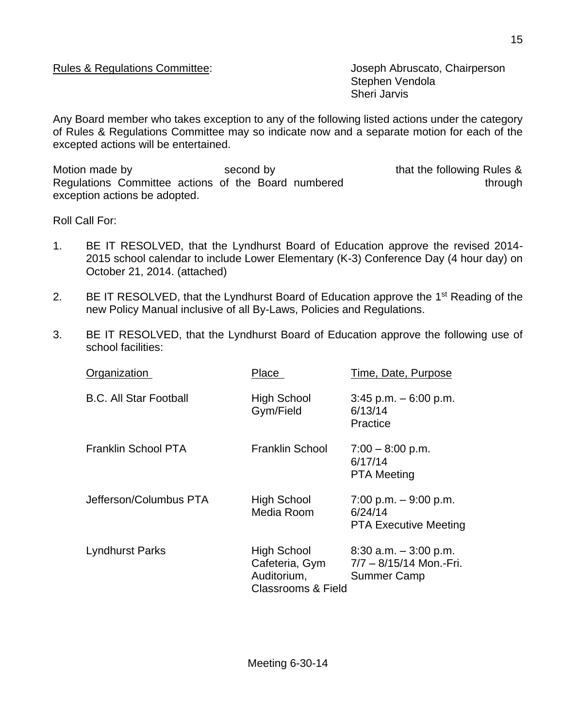Rules & Regulations Committee: Joseph Abruscato, Chairperson
Stephen Vendola
Sheri Jarvis

Any Board member who takes exception to any of the following listed actions under the category of Rules & Regulations Committee may so indicate now and a separate motion for each of the excepted actions will be entertained.

Motion made by second by that the following Rules & Regulations Committee actions of the Board numbered through exception actions be adopted.

Roll Call For:

1. BE IT RESOLVED, that the Lyndhurst Board of Education approve the revised 2014-2015 school calendar to include Lower Elementary (K-3) Conference Day (4 hour day) on October 21, 2014. (attached)

2. BE IT RESOLVED, that the Lyndhurst Board of Education approve the 1st Reading of the new Policy Manual inclusive of all By-Laws, Policies and Regulations.

3. BE IT RESOLVED, that the Lyndhurst Board of Education approve the following use of school facilities:

| Organization | Place | Time, Date, Purpose |
|---|---|---|
| B.C. All Star Football | High School Gym/Field | 3:45 p.m. – 6:00 p.m. 6/13/14 Practice |
| Franklin School PTA | Franklin School | 7:00 – 8:00 p.m. 6/17/14 PTA Meeting |
| Jefferson/Columbus PTA | High School Media Room | 7:00 p.m. – 9:00 p.m. 6/24/14 PTA Executive Meeting |
| Lyndhurst Parks | High School Cafeteria, Gym Auditorium, Classrooms & Field | 8:30 a.m. – 3:00 p.m. 7/7 – 8/15/14 Mon.-Fri. Summer Camp |

Meeting 6-30-14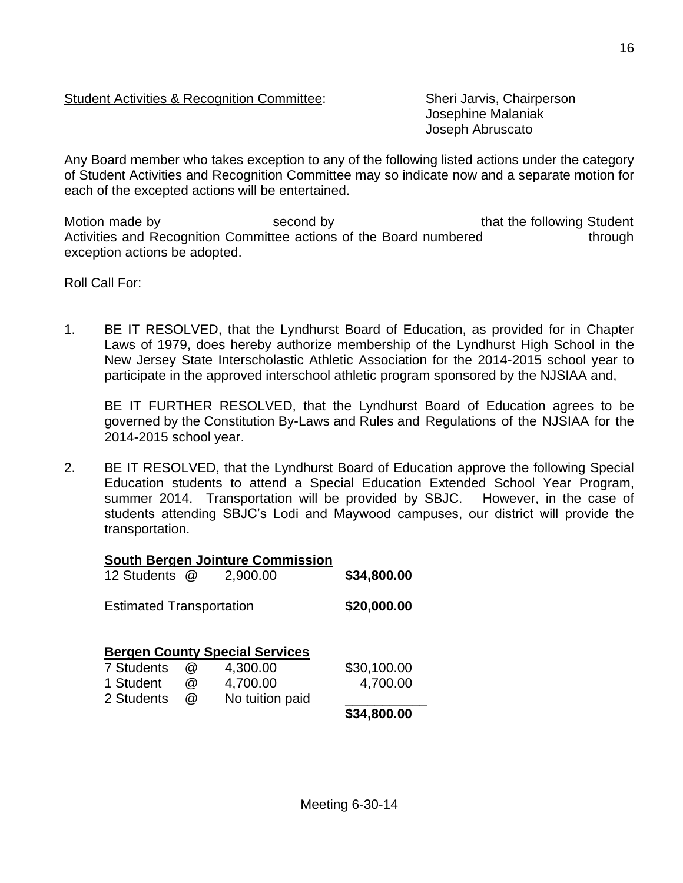Student Activities & Recognition Committee: Sheri Jarvis, Chairperson
Josephine Malaniak
Joseph Abruscato

Any Board member who takes exception to any of the following listed actions under the category of Student Activities and Recognition Committee may so indicate now and a separate motion for each of the excepted actions will be entertained.

Motion made by second by that the following Student Activities and Recognition Committee actions of the Board numbered through exception actions be adopted.

Roll Call For:

1. BE IT RESOLVED, that the Lyndhurst Board of Education, as provided for in Chapter Laws of 1979, does hereby authorize membership of the Lyndhurst High School in the New Jersey State Interscholastic Athletic Association for the 2014-2015 school year to participate in the approved interschool athletic program sponsored by the NJSIAA and,

   BE IT FURTHER RESOLVED, that the Lyndhurst Board of Education agrees to be governed by the Constitution By-Laws and Rules and Regulations of the NJSIAA for the 2014-2015 school year.

2. BE IT RESOLVED, that the Lyndhurst Board of Education approve the following Special Education students to attend a Special Education Extended School Year Program, summer 2014. Transportation will be provided by SBJC. However, in the case of students attending SBJC's Lodi and Maywood campuses, our district will provide the transportation.

   **South Bergen Jointure Commission**

   | | | | |
   |---|---|---|---|
   | 12 Students | @ | 2,900.00 | **$34,800.00** |
   | Estimated Transportation | | | **$20,000.00** |

   **Bergen County Special Services**

   | | | | |
   |---|---|---|---|
   | 7 Students | @ | 4,300.00 | $30,100.00 |
   | 1 Student | @ | 4,700.00 | 4,700.00 |
   | 2 Students | @ | No tuition paid | |
   | | | | **$34,800.00** |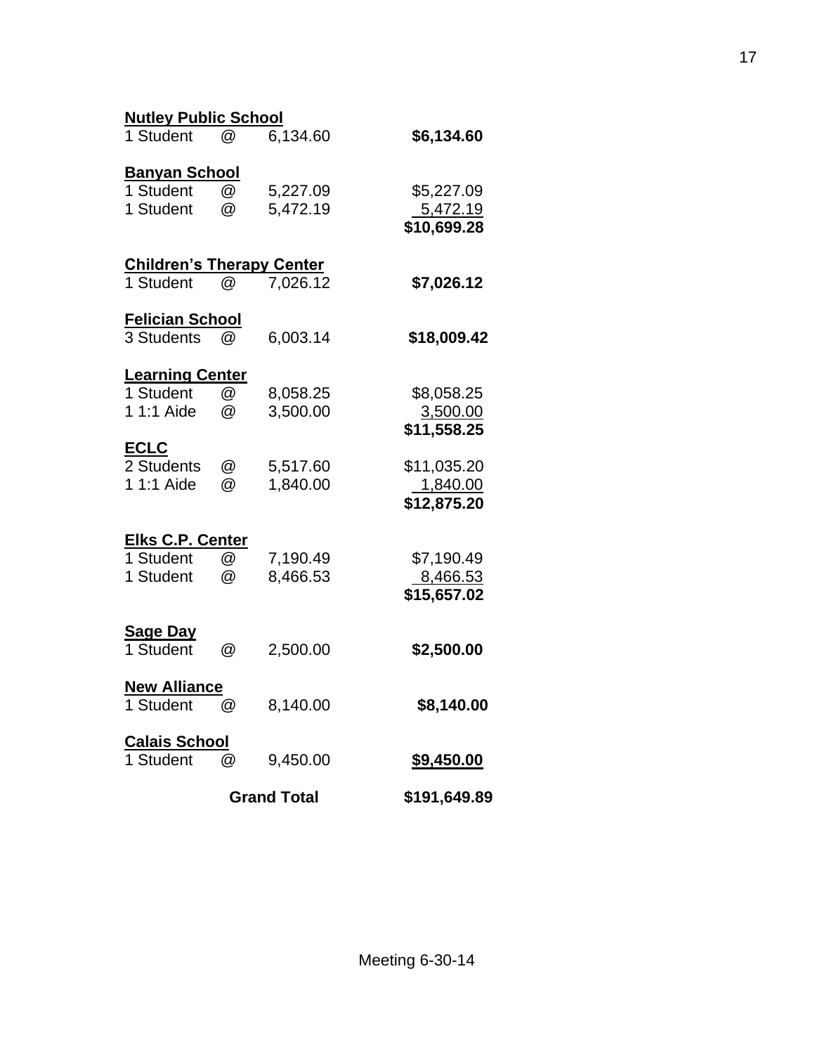**Nutley Public School**

| | | | |
|---|---|---|---|
| 1 Student | @ | 6,134.60 | **$6,134.60** |

**Banyan School**

| | | | |
|---|---|---|---|
| 1 Student | @ | 5,227.09 | $5,227.09 |
| 1 Student | @ | 5,472.19 | 5,472.19 |
| | | | **$10,699.28** |

**Children's Therapy Center**

| | | | |
|---|---|---|---|
| 1 Student | @ | 7,026.12 | **$7,026.12** |

**Felician School**

| | | | |
|---|---|---|---|
| 3 Students | @ | 6,003.14 | **$18,009.42** |

**Learning Center**

| | | | |
|---|---|---|---|
| 1 Student | @ | 8,058.25 | $8,058.25 |
| 1 1:1 Aide | @ | 3,500.00 | 3,500.00 |
| | | | **$11,558.25** |

**ECLC**

| | | | |
|---|---|---|---|
| 2 Students | @ | 5,517.60 | $11,035.20 |
| 1 1:1 Aide | @ | 1,840.00 | 1,840.00 |
| | | | **$12,875.20** |

**Elks C.P. Center**

| | | | |
|---|---|---|---|
| 1 Student | @ | 7,190.49 | $7,190.49 |
| 1 Student | @ | 8,466.53 | 8,466.53 |
| | | | **$15,657.02** |

**Sage Day**

| | | | |
|---|---|---|---|
| 1 Student | @ | 2,500.00 | **$2,500.00** |

**New Alliance**

| | | | |
|---|---|---|---|
| 1 Student | @ | 8,140.00 | **$8,140.00** |

**Calais School**

| | | | |
|---|---|---|---|
| 1 Student | @ | 9,450.00 | **$9,450.00** |

**Grand Total** **$191,649.89**

Meeting 6-30-14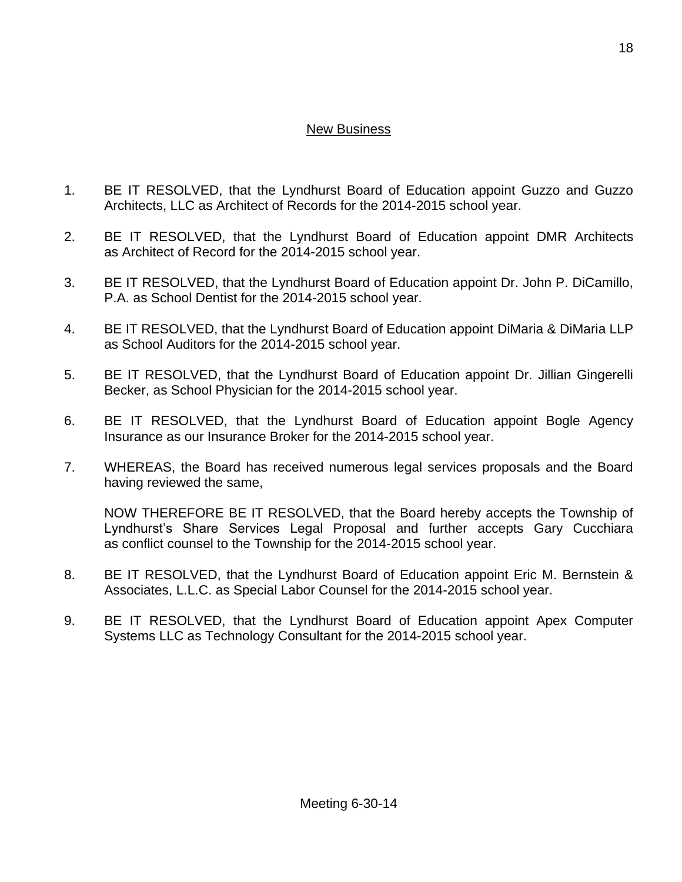## New Business

1. BE IT RESOLVED, that the Lyndhurst Board of Education appoint Guzzo and Guzzo Architects, LLC as Architect of Records for the 2014-2015 school year.

2. BE IT RESOLVED, that the Lyndhurst Board of Education appoint DMR Architects as Architect of Record for the 2014-2015 school year.

3. BE IT RESOLVED, that the Lyndhurst Board of Education appoint Dr. John P. DiCamillo, P.A. as School Dentist for the 2014-2015 school year.

4. BE IT RESOLVED, that the Lyndhurst Board of Education appoint DiMaria & DiMaria LLP as School Auditors for the 2014-2015 school year.

5. BE IT RESOLVED, that the Lyndhurst Board of Education appoint Dr. Jillian Gingerelli Becker, as School Physician for the 2014-2015 school year.

6. BE IT RESOLVED, that the Lyndhurst Board of Education appoint Bogle Agency Insurance as our Insurance Broker for the 2014-2015 school year.

7. WHEREAS, the Board has received numerous legal services proposals and the Board having reviewed the same,

   NOW THEREFORE BE IT RESOLVED, that the Board hereby accepts the Township of Lyndhurst's Share Services Legal Proposal and further accepts Gary Cucchiara as conflict counsel to the Township for the 2014-2015 school year.

8. BE IT RESOLVED, that the Lyndhurst Board of Education appoint Eric M. Bernstein & Associates, L.L.C. as Special Labor Counsel for the 2014-2015 school year.

9. BE IT RESOLVED, that the Lyndhurst Board of Education appoint Apex Computer Systems LLC as Technology Consultant for the 2014-2015 school year.

Meeting 6-30-14